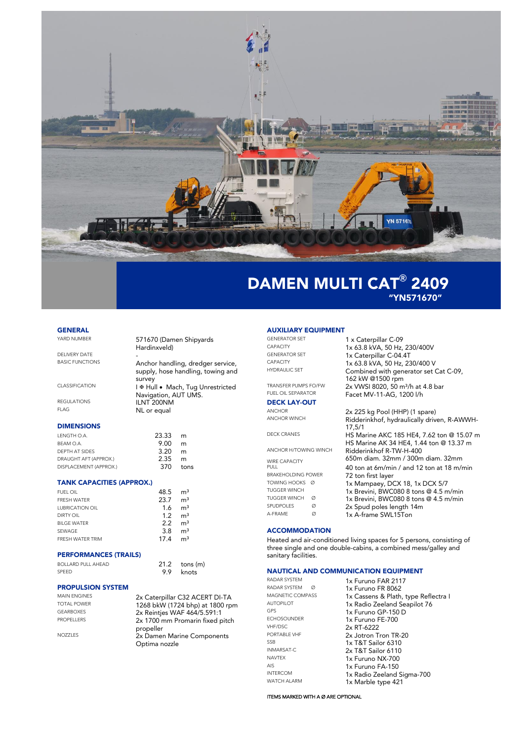# DAMEN MULTI CAT® 2409

## "YN571670"

## GENERAL

| | |
|---|---|
| YARD NUMBER | 571670 (Damen Shipyards Hardinxveld) |
| DELIVERY DATE | - |
| BASIC FUNCTIONS | Anchor handling, dredger service, supply, hose handling, towing and survey |
| CLASSIFICATION | I ✠ Hull • Mach, Tug Unrestricted Navigation, AUT UMS. |
| REGULATIONS | ILNT 200NM |
| FLAG | NL or equal |

## DIMENSIONS

| | | |
|---|---|---|
| LENGTH O.A. | 23.33 | m |
| BEAM O.A. | 9.00 | m |
| DEPTH AT SIDES | 3.20 | m |
| DRAUGHT AFT (APPROX.) | 2.35 | m |
| DISPLACEMENT (APPROX.) | 370 | tons |

## TANK CAPACITIES (APPROX.)

| | | |
|---|---|---|
| FUEL OIL | 48.5 | m³ |
| FRESH WATER | 23.7 | m³ |
| LUBRICATION OIL | 1.6 | m³ |
| DIRTY OIL | 1.2 | m³ |
| BILGE WATER | 2.2 | m³ |
| SEWAGE | 3.8 | m³ |
| FRESH WATER TRIM | 17.4 | m³ |

## PERFORMANCES (TRAILS)

| | | |
|---|---|---|
| BOLLARD PULL AHEAD | 21.2 | tons (m) |
| SPEED | 9.9 | knots |

## PROPULSION SYSTEM

| | |
|---|---|
| MAIN ENGINES | 2x Caterpillar C32 ACERT DI-TA |
| TOTAL POWER | 1268 bkW (1724 bhp) at 1800 rpm |
| GEARBOXES | 2x Reintjes WAF 464/5.591:1 |
| PROPELLERS | 2x 1700 mm Promarin fixed pitch propeller |
| NOZZLES | 2x Damen Marine Components Optima nozzle |

## AUXILIARY EQUIPMENT

| | |
|---|---|
| GENERATOR SET | 1 x Caterpillar C-09 |
| CAPACITY | 1x 63.8 kVA, 50 Hz, 230/400V |
| GENERATOR SET | 1x Caterpillar C-04.4T |
| CAPACITY | 1x 63.8 kVA, 50 Hz, 230/400 V |
| HYDRAULIC SET | Combined with generator set Cat C-09, 162 kW @1500 rpm |
| TRANSFER PUMPS FO/FW | 2x VWSI 8020, 50 m³/h at 4.8 bar |
| FUEL OIL SEPARATOR | Facet MV-11-AG, 1200 l/h |

## DECK LAY-OUT

| | |
|---|---|
| ANCHOR | 2x 225 kg Pool (HHP) (1 spare) |
| ANCHOR WINCH | Ridderinkhof, hydraulically driven, R-AWWH-17,5/1 |
| DECK CRANES | HS Marine AKC 185 HE4, 7.62 ton @ 15.07 m<br>HS Marine AK 34 HE4, 1.44 ton @ 13.37 m |
| ANCHOR H/TOWING WINCH | Ridderinkhof R-TW-H-400 |
| WIRE CAPACITY | 650m diam. 32mm / 300m diam. 32mm |
| PULL | 40 ton at 6m/min / and 12 ton at 18 m/min |
| BRAKEHOLDING POWER | 72 ton first layer |
| TOWING HOOKS Ø | 1x Mampaey, DCX 18, 1x DCX 5/7 |
| TUGGER WINCH | 1x Brevini, BWC080 8 tons @ 4.5 m/min |
| TUGGER WINCH Ø | 1x Brevini, BWC080 8 tons @ 4.5 m/min |
| SPUDPOLES Ø | 2x Spud poles length 14m |
| A-FRAME Ø | 1x A-frame SWL15Ton |

## ACCOMMODATION

Heated and air-conditioned living spaces for 5 persons, consisting of three single and one double-cabins, a combined mess/galley and sanitary facilities.

## NAUTICAL AND COMMUNICATION EQUIPMENT

| | |
|---|---|
| RADAR SYSTEM | 1x Furuno FAR 2117 |
| RADAR SYSTEM Ø | 1x Furuno FR 8062 |
| MAGNETIC COMPASS | 1x Cassens & Plath, type Reflectra I |
| AUTOPILOT | 1x Radio Zeeland Seapilot 76 |
| GPS | 1x Furuno GP-150 D |
| ECHOSOUNDER | 1x Furuno FE-700 |
| VHF/DSC | 2x RT-6222 |
| PORTABLE VHF | 2x Jotron Tron TR-20 |
| SSB | 1x T&T Sailor 6310 |
| INMARSAT-C | 2x T&T Sailor 6110 |
| NAVTEX | 1x Furuno NX-700 |
| AIS | 1x Furuno FA-150 |
| INTERCOM | 1x Radio Zeeland Sigma-700 |
| WATCH ALARM | 1x Marble type 421 |

ITEMS MARKED WITH A Ø ARE OPTIONAL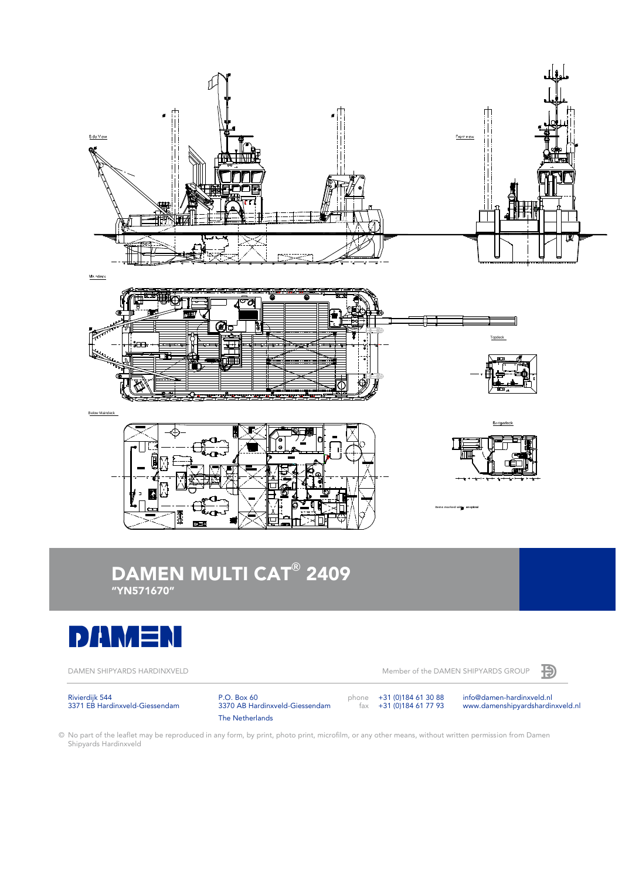Side View

Front view

Maindeck

Topdeck

Below Maindeck

Bridgedeck

Items marked with ■ are optional

# DAMEN MULTI CAT® 2409

**"YN571670"**

DAMEN SHIPYARDS HARDINXVELD

Member of the DAMEN SHIPYARDS GROUP

Rivierdijk 544
3371 EB Hardinxveld-Giessendam

P.O. Box 60
3370 AB Hardinxveld-Giessendam
The Netherlands

phone +31 (0)184 61 30 88
fax +31 (0)184 61 77 93

info@damen-hardinxveld.nl
www.damenshipyardshardinxveld.nl

© No part of the leaflet may be reproduced in any form, by print, photo print, microfilm, or any other means, without written permission from Damen Shipyards Hardinxveld